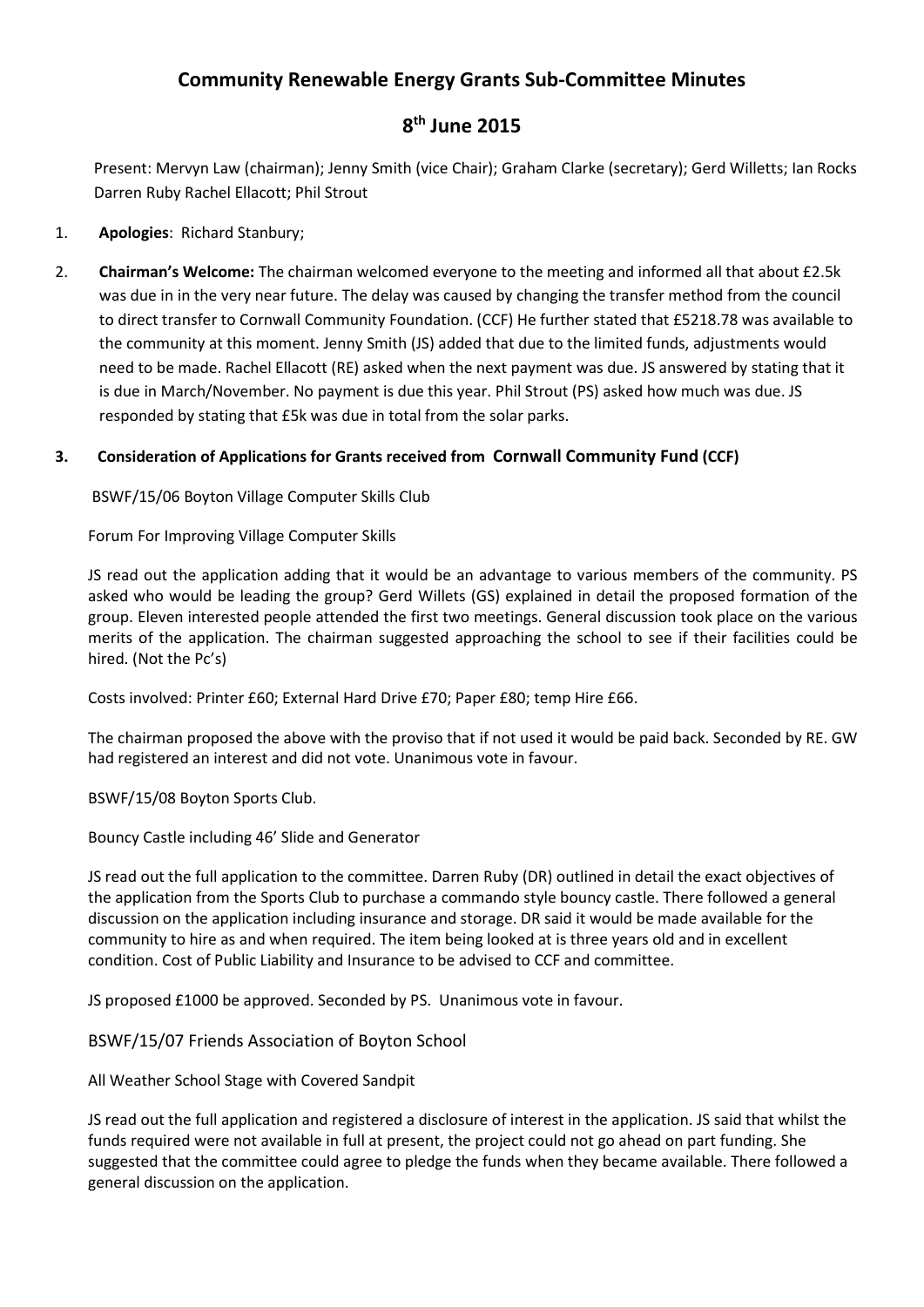# Community Renewable Energy Grants Sub-Committee Minutes

## 8th June 2015

Present: Mervyn Law (chairman); Jenny Smith (vice Chair); Graham Clarke (secretary); Gerd Willetts; Ian Rocks Darren Ruby Rachel Ellacott; Phil Strout

1. **Apologies**: Richard Stanbury;

2. **Chairman's Welcome:** The chairman welcomed everyone to the meeting and informed all that about £2.5k was due in in the very near future. The delay was caused by changing the transfer method from the council to direct transfer to Cornwall Community Foundation. (CCF) He further stated that £5218.78 was available to the community at this moment. Jenny Smith (JS) added that due to the limited funds, adjustments would need to be made. Rachel Ellacott (RE) asked when the next payment was due. JS answered by stating that it is due in March/November. No payment is due this year. Phil Strout (PS) asked how much was due. JS responded by stating that £5k was due in total from the solar parks.

3. **Consideration of Applications for Grants received from Cornwall Community Fund (CCF)**

BSWF/15/06 Boyton Village Computer Skills Club

Forum For Improving Village Computer Skills

JS read out the application adding that it would be an advantage to various members of the community. PS asked who would be leading the group? Gerd Willets (GS) explained in detail the proposed formation of the group. Eleven interested people attended the first two meetings. General discussion took place on the various merits of the application. The chairman suggested approaching the school to see if their facilities could be hired. (Not the Pc's)

Costs involved: Printer £60; External Hard Drive £70; Paper £80; temp Hire £66.

The chairman proposed the above with the proviso that if not used it would be paid back. Seconded by RE. GW had registered an interest and did not vote. Unanimous vote in favour.

BSWF/15/08 Boyton Sports Club.

Bouncy Castle including 46' Slide and Generator

JS read out the full application to the committee. Darren Ruby (DR) outlined in detail the exact objectives of the application from the Sports Club to purchase a commando style bouncy castle. There followed a general discussion on the application including insurance and storage. DR said it would be made available for the community to hire as and when required. The item being looked at is three years old and in excellent condition. Cost of Public Liability and Insurance to be advised to CCF and committee.

JS proposed £1000 be approved. Seconded by PS. Unanimous vote in favour.

BSWF/15/07 Friends Association of Boyton School

All Weather School Stage with Covered Sandpit

JS read out the full application and registered a disclosure of interest in the application. JS said that whilst the funds required were not available in full at present, the project could not go ahead on part funding. She suggested that the committee could agree to pledge the funds when they became available. There followed a general discussion on the application.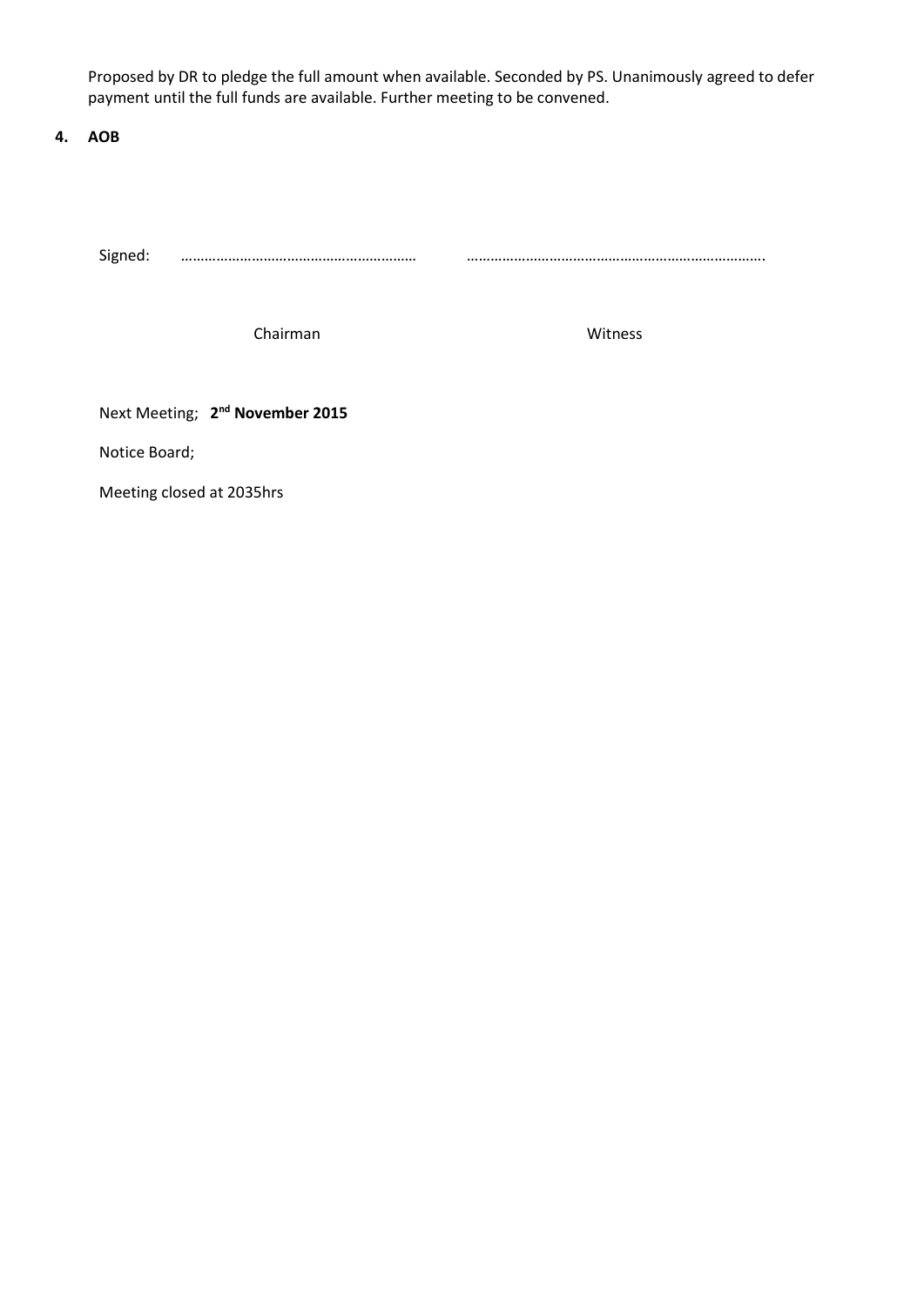Proposed by DR to pledge the full amount when available. Seconded by PS. Unanimously agreed to defer payment until the full funds are available. Further meeting to be convened.

**4. AOB**

Signed: ………………………………………………… ……………………………………………………………….

Chairman Witness

Next Meeting; **2nd November 2015**

Notice Board;

Meeting closed at 2035hrs